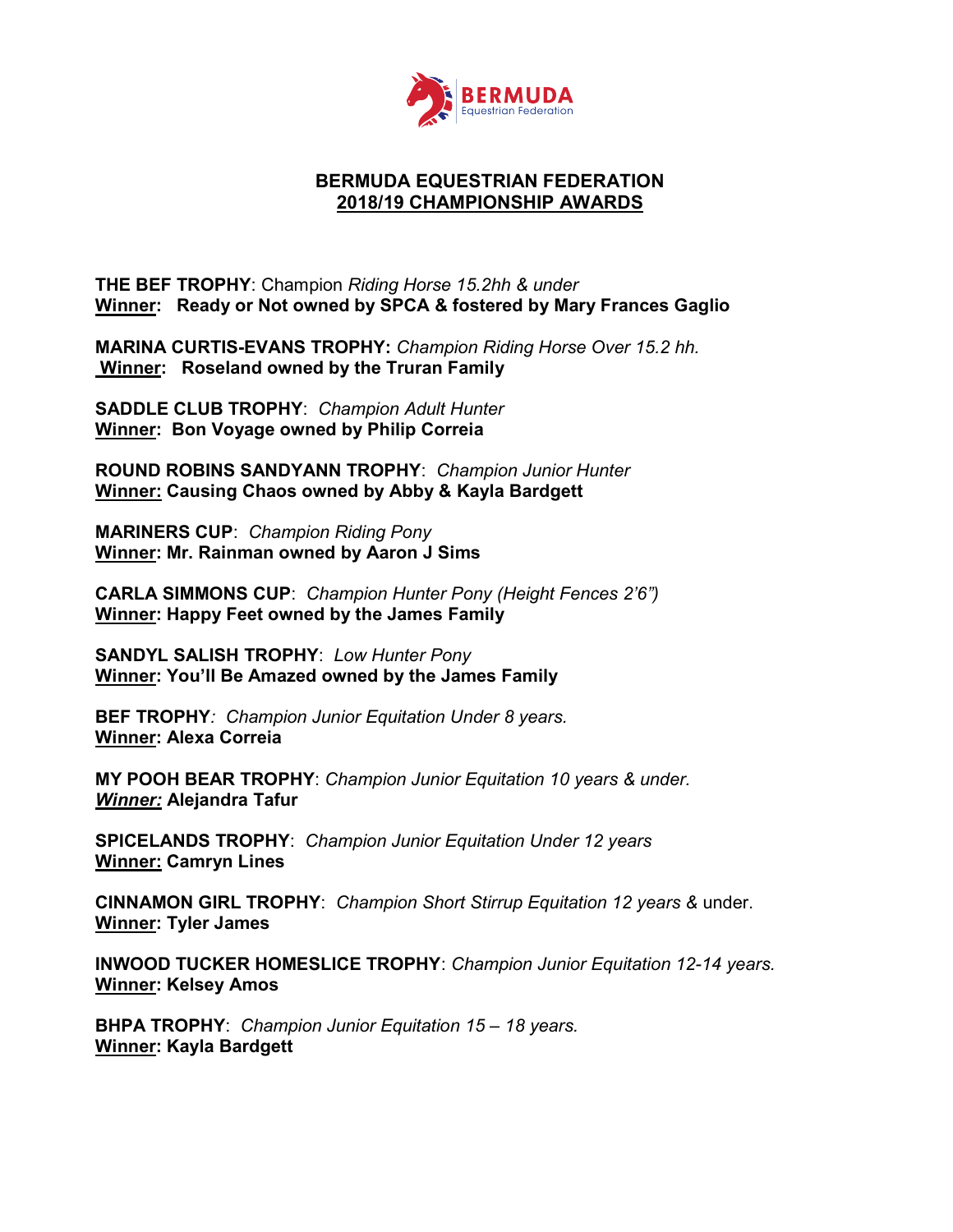# BERMUDA EQUESTRIAN FEDERATION
## 2018/19 CHAMPIONSHIP AWARDS

**THE BEF TROPHY**: Champion *Riding Horse 15.2hh & under*
**Winner: Ready or Not owned by SPCA & fostered by Mary Frances Gaglio**

**MARINA CURTIS-EVANS TROPHY:** *Champion Riding Horse Over 15.2 hh.*
**Winner: Roseland owned by the Truran Family**

**SADDLE CLUB TROPHY**: *Champion Adult Hunter*
**Winner: Bon Voyage owned by Philip Correia**

**ROUND ROBINS SANDYANN TROPHY**: *Champion Junior Hunter*
**Winner: Causing Chaos owned by Abby & Kayla Bardgett**

**MARINERS CUP**: *Champion Riding Pony*
**Winner: Mr. Rainman owned by Aaron J Sims**

**CARLA SIMMONS CUP**: *Champion Hunter Pony (Height Fences 2'6")*
**Winner: Happy Feet owned by the James Family**

**SANDYL SALISH TROPHY**: *Low Hunter Pony*
**Winner: You'll Be Amazed owned by the James Family**

**BEF TROPHY**: *Champion Junior Equitation Under 8 years.*
**Winner: Alexa Correia**

**MY POOH BEAR TROPHY**: *Champion Junior Equitation 10 years & under.*
***Winner:*** **Alejandra Tafur**

**SPICELANDS TROPHY**: *Champion Junior Equitation Under 12 years*
**Winner: Camryn Lines**

**CINNAMON GIRL TROPHY**: *Champion Short Stirrup Equitation 12 years &* under.
**Winner: Tyler James**

**INWOOD TUCKER HOMESLICE TROPHY**: *Champion Junior Equitation 12-14 years.*
**Winner: Kelsey Amos**

**BHPA TROPHY**: *Champion Junior Equitation 15 – 18 years.*
**Winner: Kayla Bardgett**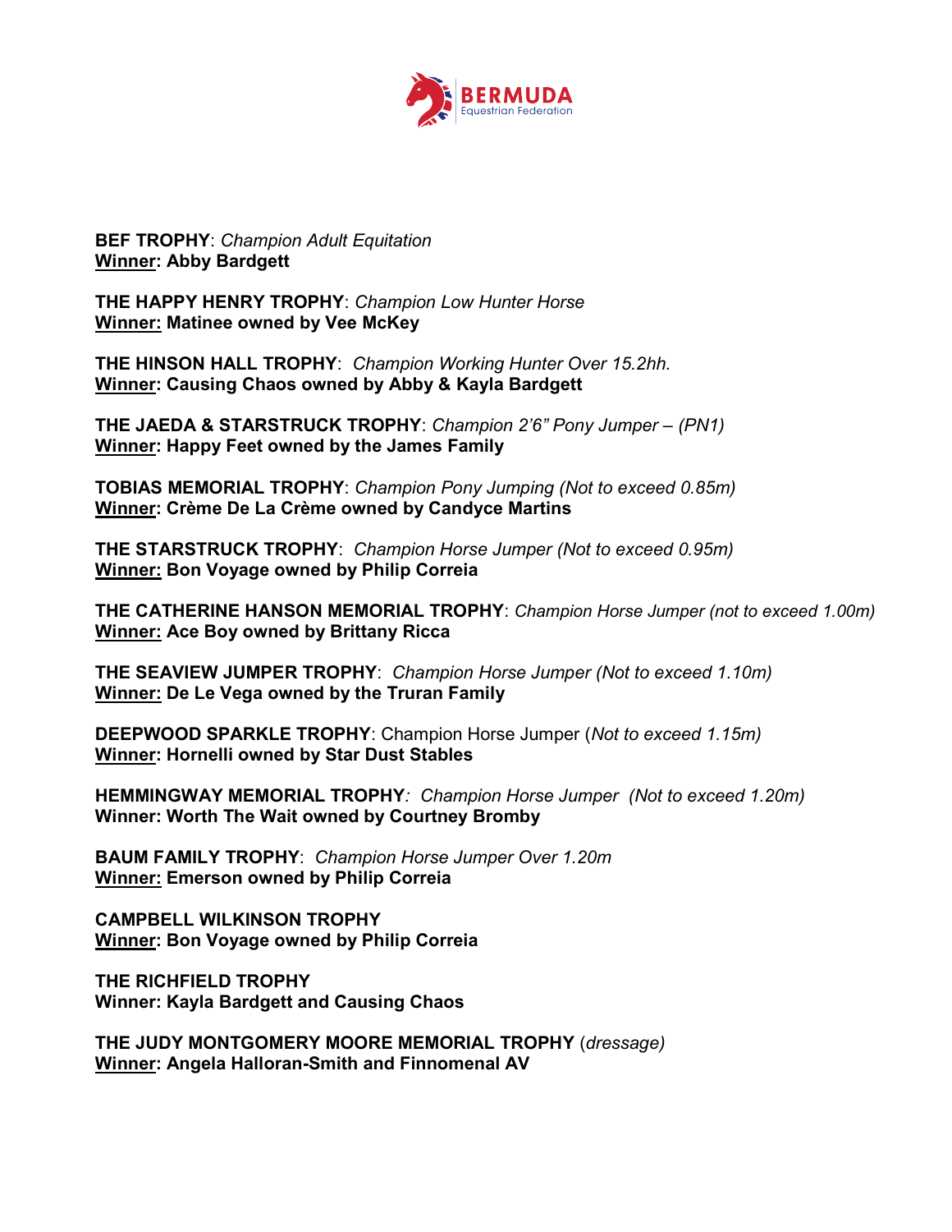**BEF TROPHY**: *Champion Adult Equitation*
**Winner: Abby Bardgett**

**THE HAPPY HENRY TROPHY**: *Champion Low Hunter Horse*
**Winner: Matinee owned by Vee McKey**

**THE HINSON HALL TROPHY**: *Champion Working Hunter Over 15.2hh.*
**Winner: Causing Chaos owned by Abby & Kayla Bardgett**

**THE JAEDA & STARSTRUCK TROPHY**: *Champion 2'6" Pony Jumper – (PN1)*
**Winner: Happy Feet owned by the James Family**

**TOBIAS MEMORIAL TROPHY**: *Champion Pony Jumping (Not to exceed 0.85m)*
**Winner: Crème De La Crème owned by Candyce Martins**

**THE STARSTRUCK TROPHY**: *Champion Horse Jumper (Not to exceed 0.95m)*
**Winner: Bon Voyage owned by Philip Correia**

**THE CATHERINE HANSON MEMORIAL TROPHY**: *Champion Horse Jumper (not to exceed 1.00m)*
**Winner: Ace Boy owned by Brittany Ricca**

**THE SEAVIEW JUMPER TROPHY**: *Champion Horse Jumper (Not to exceed 1.10m)*
**Winner: De Le Vega owned by the Truran Family**

**DEEPWOOD SPARKLE TROPHY**: Champion Horse Jumper (*Not to exceed 1.15m)*
**Winner: Hornelli owned by Star Dust Stables**

**HEMMINGWAY MEMORIAL TROPHY***: Champion Horse Jumper (Not to exceed 1.20m)*
**Winner: Worth The Wait owned by Courtney Bromby**

**BAUM FAMILY TROPHY**: *Champion Horse Jumper Over 1.20m*
**Winner: Emerson owned by Philip Correia**

**CAMPBELL WILKINSON TROPHY**
**Winner: Bon Voyage owned by Philip Correia**

**THE RICHFIELD TROPHY**
**Winner: Kayla Bardgett and Causing Chaos**

**THE JUDY MONTGOMERY MOORE MEMORIAL TROPHY** (*dressage)*
**Winner: Angela Halloran-Smith and Finnomenal AV**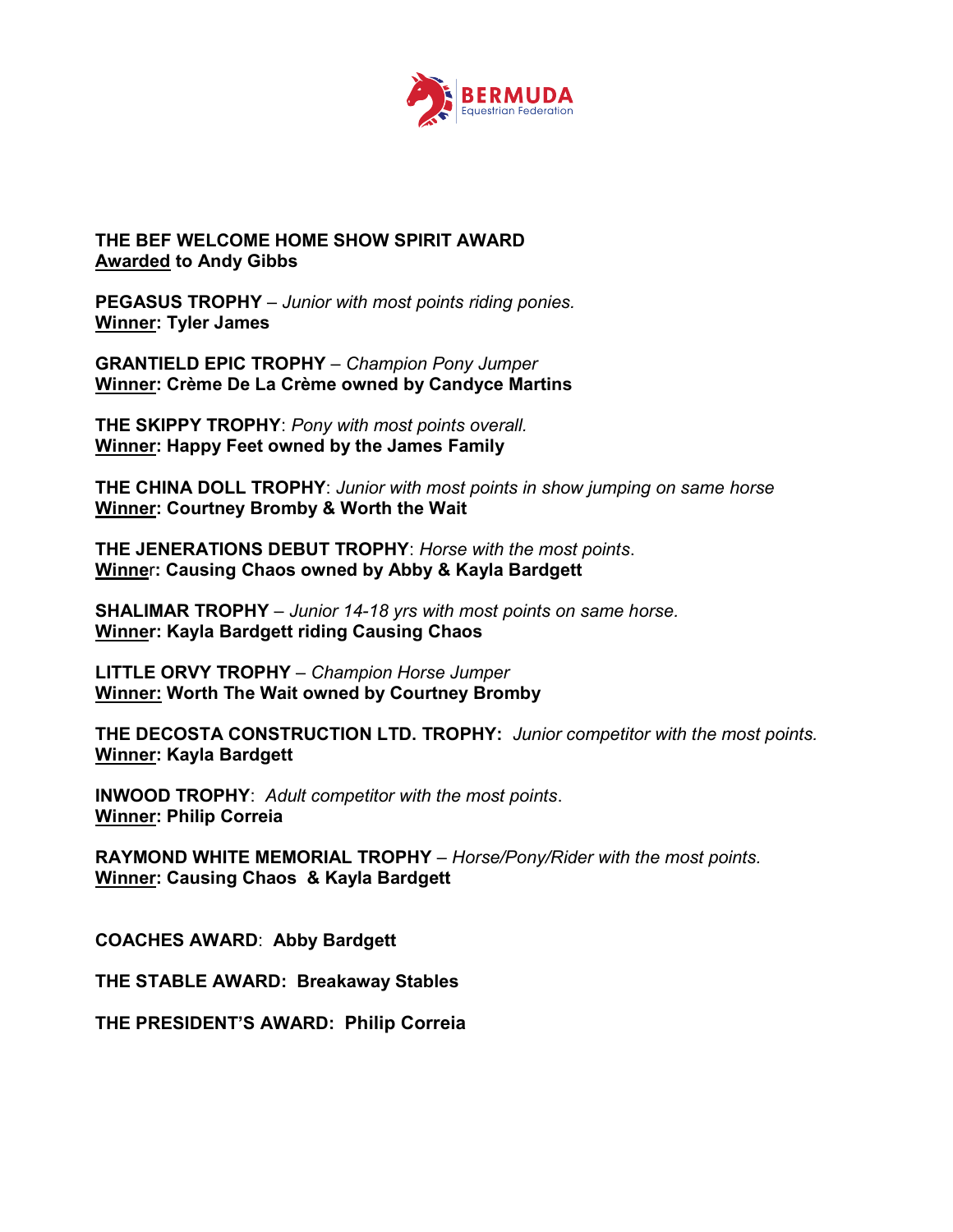**THE BEF WELCOME HOME SHOW SPIRIT AWARD**
**Awarded to Andy Gibbs**

**PEGASUS TROPHY** – *Junior with most points riding ponies.*
**Winner: Tyler James**

**GRANTIELD EPIC TROPHY** – *Champion Pony Jumper*
**Winner: Crème De La Crème owned by Candyce Martins**

**THE SKIPPY TROPHY**: *Pony with most points overall.*
**Winner: Happy Feet owned by the James Family**

**THE CHINA DOLL TROPHY**: *Junior with most points in show jumping on same horse*
**Winner: Courtney Bromby & Worth the Wait**

**THE JENERATIONS DEBUT TROPHY**: *Horse with the most points.*
**Winner: Causing Chaos owned by Abby & Kayla Bardgett**

**SHALIMAR TROPHY** – *Junior 14-18 yrs with most points on same horse.*
**Winner: Kayla Bardgett riding Causing Chaos**

**LITTLE ORVY TROPHY** – *Champion Horse Jumper*
**Winner: Worth The Wait owned by Courtney Bromby**

**THE DECOSTA CONSTRUCTION LTD. TROPHY:** *Junior competitor with the most points.*
**Winner: Kayla Bardgett**

**INWOOD TROPHY**: *Adult competitor with the most points.*
**Winner: Philip Correia**

**RAYMOND WHITE MEMORIAL TROPHY** – *Horse/Pony/Rider with the most points.*
**Winner: Causing Chaos & Kayla Bardgett**

**COACHES AWARD**: **Abby Bardgett**

**THE STABLE AWARD: Breakaway Stables**

**THE PRESIDENT'S AWARD: Philip Correia**